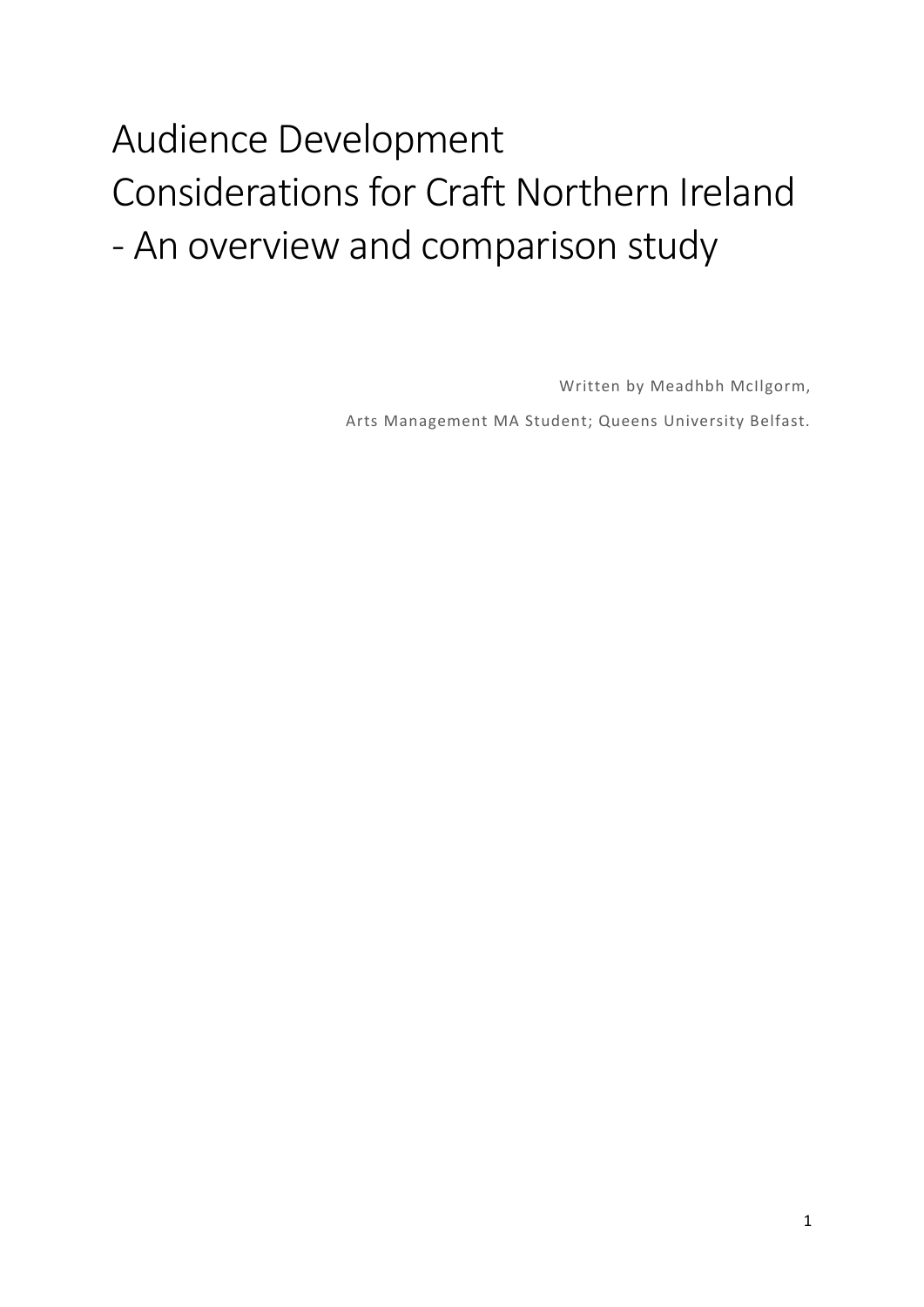# Audience Development
# Considerations for Craft Northern Ireland
# - An overview and comparison study

Written by Meadhbh McIlgorm,

Arts Management MA Student; Queens University Belfast.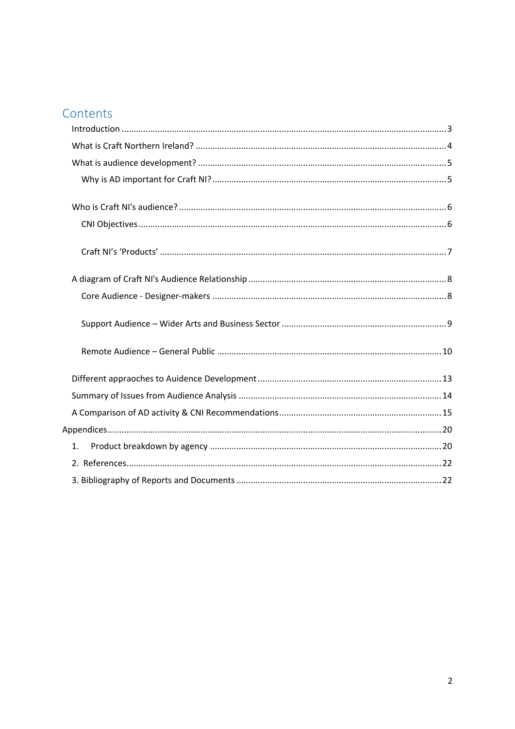# Contents

- Introduction ..... 3
- What is Craft Northern Ireland? ..... 4
- What is audience development? ..... 5
  - Why is AD important for Craft NI? ..... 5
- Who is Craft NI's audience? ..... 6
  - CNI Objectives ..... 6
  - Craft NI's 'Products' ..... 7
- A diagram of Craft NI's Audience Relationship ..... 8
  - Core Audience - Designer-makers ..... 8
  - Support Audience – Wider Arts and Business Sector ..... 9
  - Remote Audience – General Public ..... 10
- Different appraoches to Auidence Development ..... 13
- Summary of Issues from Audience Analysis ..... 14
- A Comparison of AD activity & CNI Recommendations ..... 15

Appendices ..... 20

1. Product breakdown by agency ..... 20
2. References ..... 22
3. Bibliography of Reports and Documents ..... 22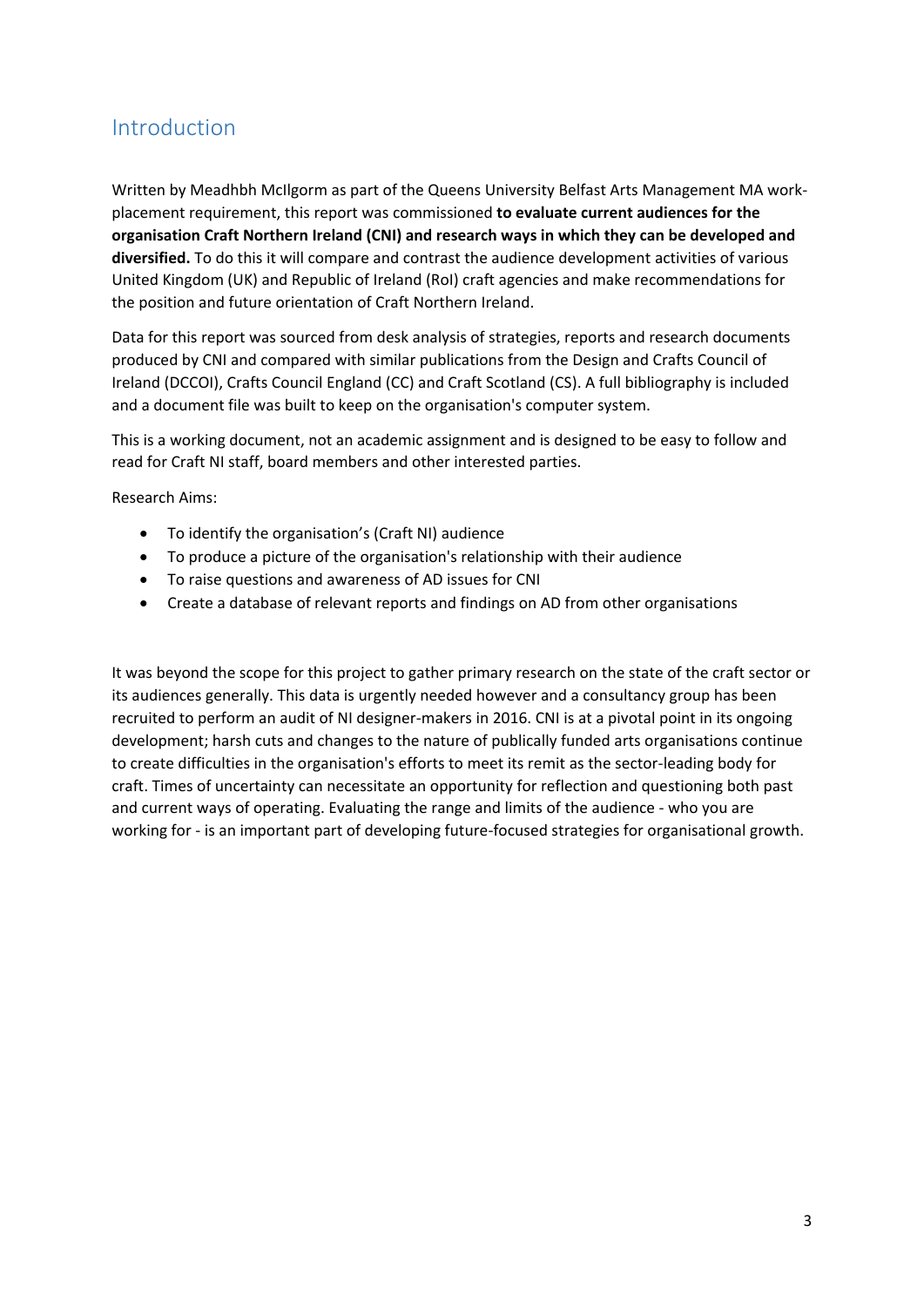## Introduction

Written by Meadhbh McIlgorm as part of the Queens University Belfast Arts Management MA work-placement requirement, this report was commissioned **to evaluate current audiences for the organisation Craft Northern Ireland (CNI) and research ways in which they can be developed and diversified.** To do this it will compare and contrast the audience development activities of various United Kingdom (UK) and Republic of Ireland (RoI) craft agencies and make recommendations for the position and future orientation of Craft Northern Ireland.

Data for this report was sourced from desk analysis of strategies, reports and research documents produced by CNI and compared with similar publications from the Design and Crafts Council of Ireland (DCCOI), Crafts Council England (CC) and Craft Scotland (CS). A full bibliography is included and a document file was built to keep on the organisation's computer system.

This is a working document, not an academic assignment and is designed to be easy to follow and read for Craft NI staff, board members and other interested parties.

Research Aims:

- To identify the organisation's (Craft NI) audience
- To produce a picture of the organisation's relationship with their audience
- To raise questions and awareness of AD issues for CNI
- Create a database of relevant reports and findings on AD from other organisations

It was beyond the scope for this project to gather primary research on the state of the craft sector or its audiences generally. This data is urgently needed however and a consultancy group has been recruited to perform an audit of NI designer-makers in 2016. CNI is at a pivotal point in its ongoing development; harsh cuts and changes to the nature of publically funded arts organisations continue to create difficulties in the organisation's efforts to meet its remit as the sector-leading body for craft. Times of uncertainty can necessitate an opportunity for reflection and questioning both past and current ways of operating. Evaluating the range and limits of the audience - who you are working for - is an important part of developing future-focused strategies for organisational growth.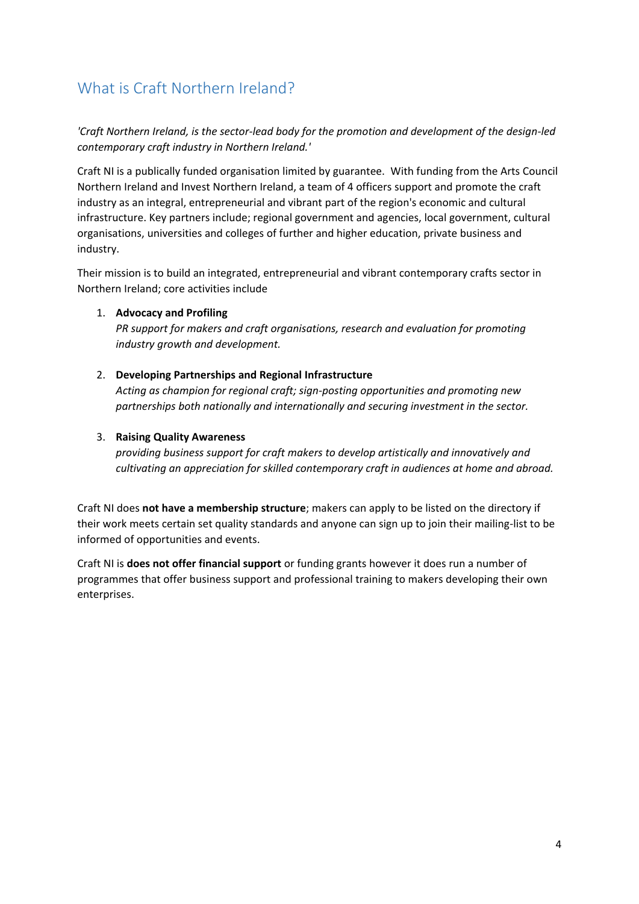## What is Craft Northern Ireland?

*'Craft Northern Ireland, is the sector-lead body for the promotion and development of the design-led contemporary craft industry in Northern Ireland.'*

Craft NI is a publically funded organisation limited by guarantee. With funding from the Arts Council Northern Ireland and Invest Northern Ireland, a team of 4 officers support and promote the craft industry as an integral, entrepreneurial and vibrant part of the region's economic and cultural infrastructure. Key partners include; regional government and agencies, local government, cultural organisations, universities and colleges of further and higher education, private business and industry.

Their mission is to build an integrated, entrepreneurial and vibrant contemporary crafts sector in Northern Ireland; core activities include

1. **Advocacy and Profiling**
   *PR support for makers and craft organisations, research and evaluation for promoting industry growth and development.*

2. **Developing Partnerships and Regional Infrastructure**
   *Acting as champion for regional craft; sign-posting opportunities and promoting new partnerships both nationally and internationally and securing investment in the sector.*

3. **Raising Quality Awareness**
   *providing business support for craft makers to develop artistically and innovatively and cultivating an appreciation for skilled contemporary craft in audiences at home and abroad.*

Craft NI does **not have a membership structure**; makers can apply to be listed on the directory if their work meets certain set quality standards and anyone can sign up to join their mailing-list to be informed of opportunities and events.

Craft NI is **does not offer financial support** or funding grants however it does run a number of programmes that offer business support and professional training to makers developing their own enterprises.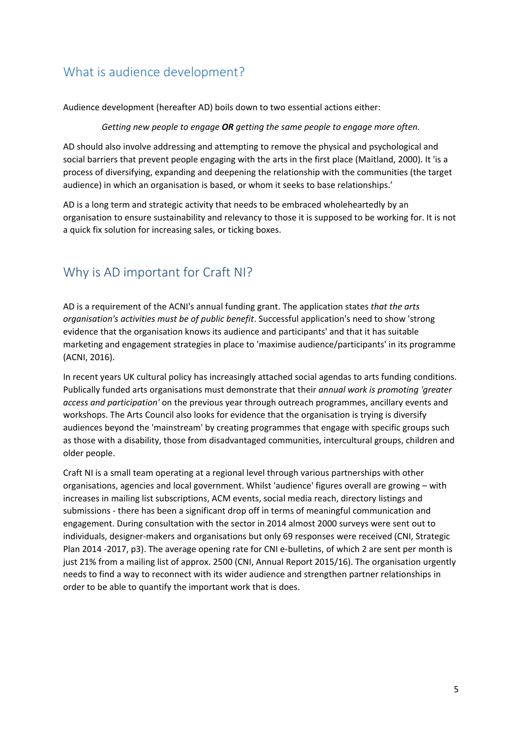## What is audience development?

Audience development (hereafter AD) boils down to two essential actions either:

*Getting new people to engage **OR** getting the same people to engage more often.*

AD should also involve addressing and attempting to remove the physical and psychological and social barriers that prevent people engaging with the arts in the first place (Maitland, 2000). It 'is a process of diversifying, expanding and deepening the relationship with the communities (the target audience) in which an organisation is based, or whom it seeks to base relationships.'

AD is a long term and strategic activity that needs to be embraced wholeheartedly by an organisation to ensure sustainability and relevancy to those it is supposed to be working for. It is not a quick fix solution for increasing sales, or ticking boxes.

## Why is AD important for Craft NI?

AD is a requirement of the ACNI's annual funding grant. The application states *that the arts organisation's activities must be of public benefit*. Successful application's need to show 'strong evidence that the organisation knows its audience and participants' and that it has suitable marketing and engagement strategies in place to 'maximise audience/participants' in its programme (ACNI, 2016).

In recent years UK cultural policy has increasingly attached social agendas to arts funding conditions. Publically funded arts organisations must demonstrate that their *annual work is promoting 'greater access and participation'* on the previous year through outreach programmes, ancillary events and workshops. The Arts Council also looks for evidence that the organisation is trying is diversify audiences beyond the 'mainstream' by creating programmes that engage with specific groups such as those with a disability, those from disadvantaged communities, intercultural groups, children and older people.

Craft NI is a small team operating at a regional level through various partnerships with other organisations, agencies and local government. Whilst 'audience' figures overall are growing – with increases in mailing list subscriptions, ACM events, social media reach, directory listings and submissions - there has been a significant drop off in terms of meaningful communication and engagement. During consultation with the sector in 2014 almost 2000 surveys were sent out to individuals, designer-makers and organisations but only 69 responses were received (CNI, Strategic Plan 2014 -2017, p3). The average opening rate for CNI e-bulletins, of which 2 are sent per month is just 21% from a mailing list of approx. 2500 (CNI, Annual Report 2015/16). The organisation urgently needs to find a way to reconnect with its wider audience and strengthen partner relationships in order to be able to quantify the important work that is does.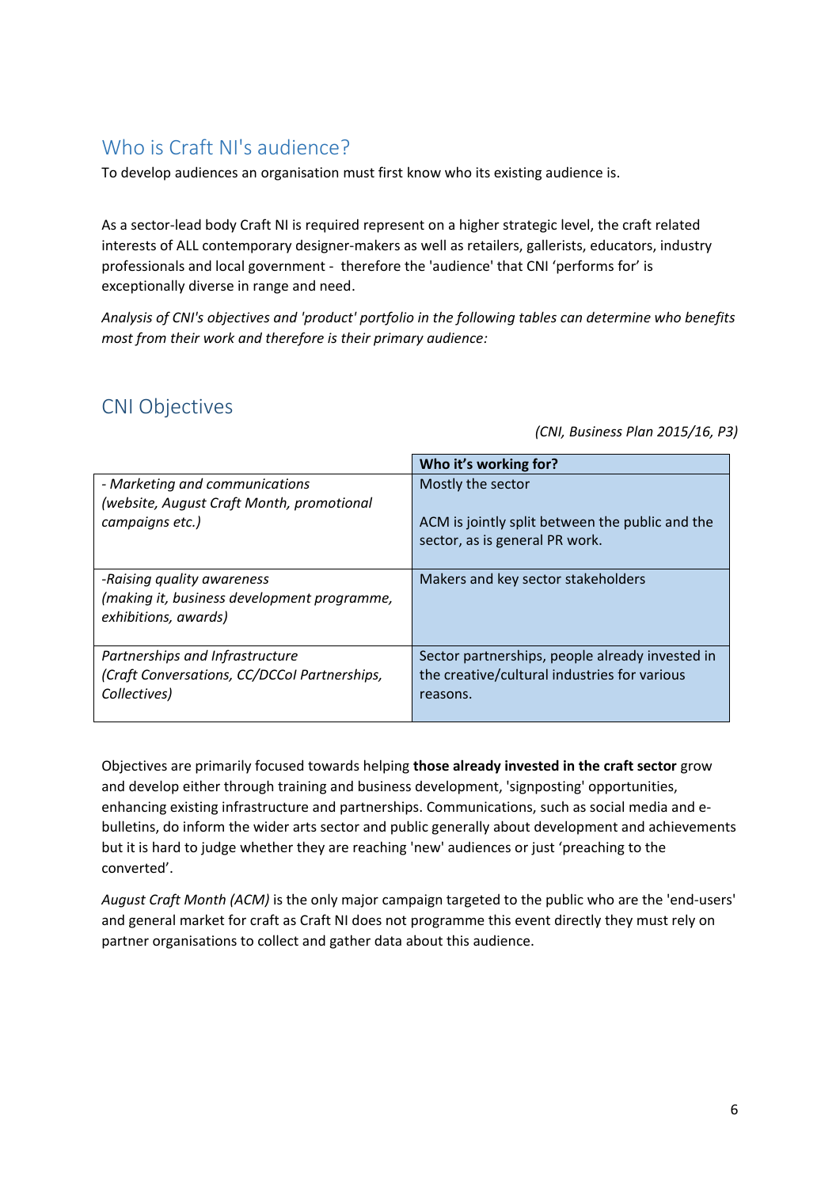## Who is Craft NI's audience?

To develop audiences an organisation must first know who its existing audience is.

As a sector-lead body Craft NI is required represent on a higher strategic level, the craft related interests of ALL contemporary designer-makers as well as retailers, gallerists, educators, industry professionals and local government - therefore the 'audience' that CNI 'performs for' is exceptionally diverse in range and need.

*Analysis of CNI's objectives and 'product' portfolio in the following tables can determine who benefits most from their work and therefore is their primary audience:*

## CNI Objectives

*(CNI, Business Plan 2015/16, P3)*

| | **Who it's working for?** |
|---|---|
| *- Marketing and communications (website, August Craft Month, promotional campaigns etc.)* | Mostly the sector<br><br>ACM is jointly split between the public and the sector, as is general PR work. |
| *-Raising quality awareness (making it, business development programme, exhibitions, awards)* | Makers and key sector stakeholders |
| *Partnerships and Infrastructure (Craft Conversations, CC/DCCoI Partnerships, Collectives)* | Sector partnerships, people already invested in the creative/cultural industries for various reasons. |

Objectives are primarily focused towards helping **those already invested in the craft sector** grow and develop either through training and business development, 'signposting' opportunities, enhancing existing infrastructure and partnerships. Communications, such as social media and e-bulletins, do inform the wider arts sector and public generally about development and achievements but it is hard to judge whether they are reaching 'new' audiences or just 'preaching to the converted'.

*August Craft Month (ACM)* is the only major campaign targeted to the public who are the 'end-users' and general market for craft as Craft NI does not programme this event directly they must rely on partner organisations to collect and gather data about this audience.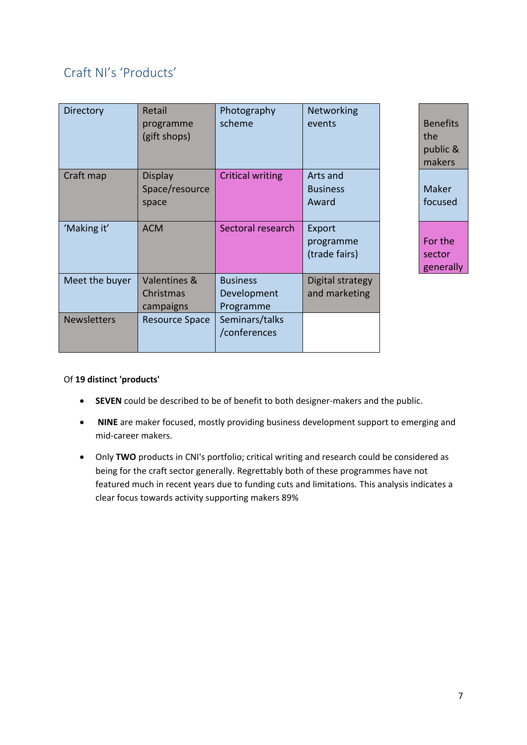## Craft NI's 'Products'

| | | | |
|---|---|---|---|
| Directory | Retail programme (gift shops) | Photography scheme | Networking events |
| Craft map | Display Space/resource space | Critical writing | Arts and Business Award |
| 'Making it' | ACM | Sectoral research | Export programme (trade fairs) |
| Meet the buyer | Valentines & Christmas campaigns | Business Development Programme | Digital strategy and marketing |
| Newsletters | Resource Space | Seminars/talks /conferences | |

| Key |
|---|
| Benefits the public & makers |
| Maker focused |
| For the sector generally |

Of **19 distinct 'products'**

- **SEVEN** could be described to be of benefit to both designer-makers and the public.
- **NINE** are maker focused, mostly providing business development support to emerging and mid-career makers.
- Only **TWO** products in CNI's portfolio; critical writing and research could be considered as being for the craft sector generally. Regrettably both of these programmes have not featured much in recent years due to funding cuts and limitations. This analysis indicates a clear focus towards activity supporting makers 89%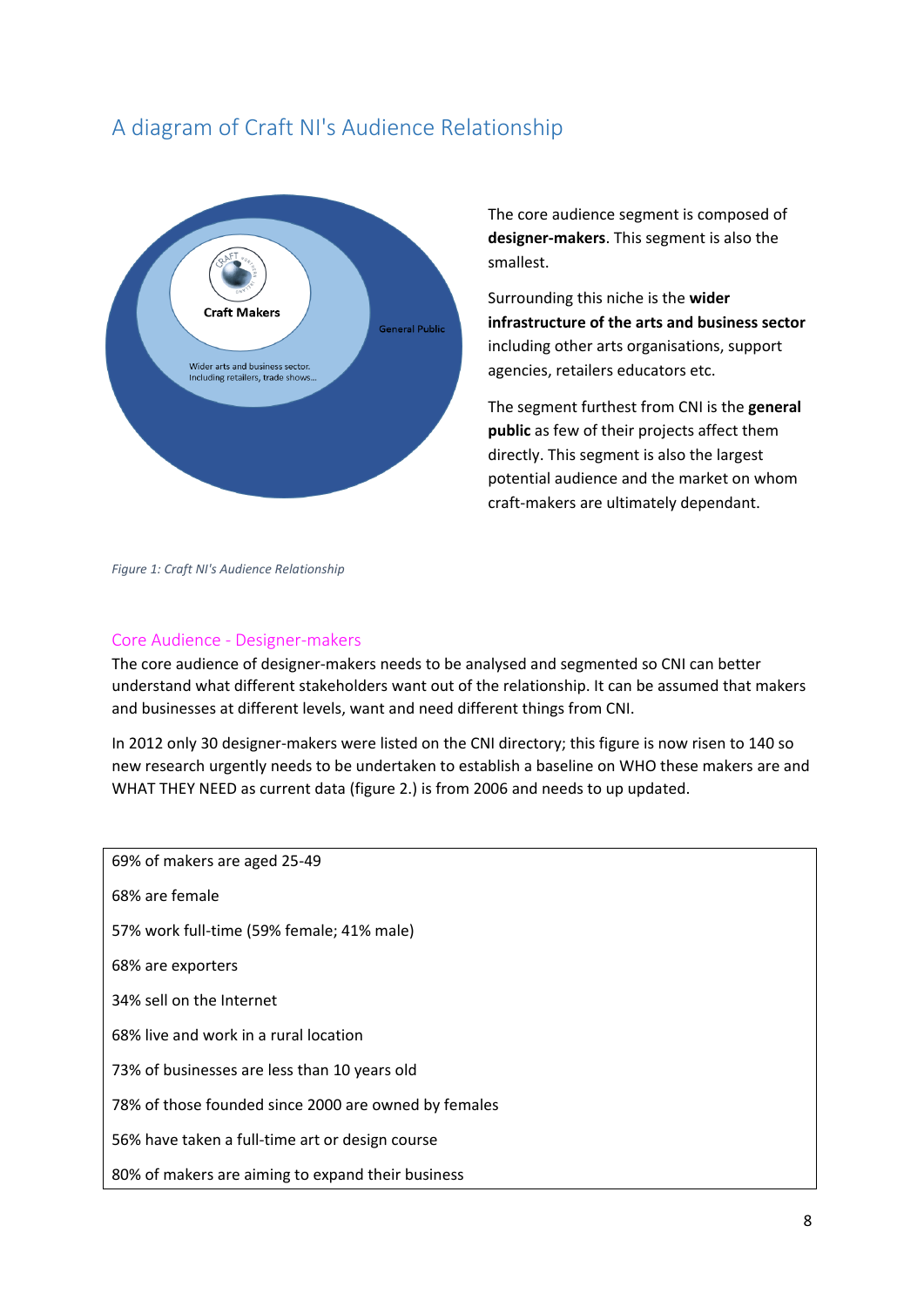## A diagram of Craft NI's Audience Relationship

Craft Makers

Wider arts and business sector. Including retailers, trade shows...

General Public

The core audience segment is composed of **designer-makers**. This segment is also the smallest.

Surrounding this niche is the **wider infrastructure of the arts and business sector** including other arts organisations, support agencies, retailers educators etc.

The segment furthest from CNI is the **general public** as few of their projects affect them directly. This segment is also the largest potential audience and the market on whom craft-makers are ultimately dependant.

*Figure 1: Craft NI's Audience Relationship*

### Core Audience - Designer-makers

The core audience of designer-makers needs to be analysed and segmented so CNI can better understand what different stakeholders want out of the relationship. It can be assumed that makers and businesses at different levels, want and need different things from CNI.

In 2012 only 30 designer-makers were listed on the CNI directory; this figure is now risen to 140 so new research urgently needs to be undertaken to establish a baseline on WHO these makers are and WHAT THEY NEED as current data (figure 2.) is from 2006 and needs to up updated.

| |
|---|
| 69% of makers are aged 25-49 |
| 68% are female |
| 57% work full-time (59% female; 41% male) |
| 68% are exporters |
| 34% sell on the Internet |
| 68% live and work in a rural location |
| 73% of businesses are less than 10 years old |
| 78% of those founded since 2000 are owned by females |
| 56% have taken a full-time art or design course |
| 80% of makers are aiming to expand their business |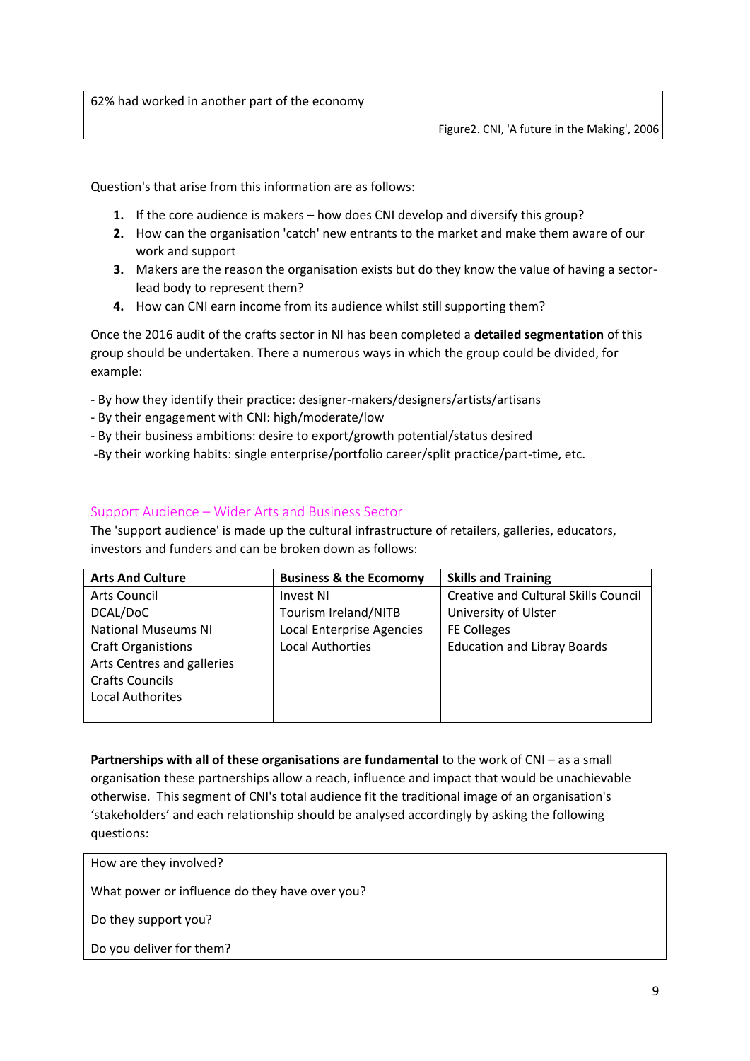62% had worked in another part of the economy

Figure2. CNI, 'A future in the Making', 2006

Question's that arise from this information are as follows:

1. If the core audience is makers – how does CNI develop and diversify this group?
2. How can the organisation 'catch' new entrants to the market and make them aware of our work and support
3. Makers are the reason the organisation exists but do they know the value of having a sector-lead body to represent them?
4. How can CNI earn income from its audience whilst still supporting them?

Once the 2016 audit of the crafts sector in NI has been completed a **detailed segmentation** of this group should be undertaken. There a numerous ways in which the group could be divided, for example:

- By how they identify their practice: designer-makers/designers/artists/artisans
- By their engagement with CNI: high/moderate/low
- By their business ambitions: desire to export/growth potential/status desired
- By their working habits: single enterprise/portfolio career/split practice/part-time, etc.

## Support Audience – Wider Arts and Business Sector

The 'support audience' is made up the cultural infrastructure of retailers, galleries, educators, investors and funders and can be broken down as follows:

| Arts And Culture | Business & the Ecomomy | Skills and Training |
|---|---|---|
| Arts Council | Invest NI | Creative and Cultural Skills Council |
| DCAL/DoC | Tourism Ireland/NITB | University of Ulster |
| National Museums NI | Local Enterprise Agencies | FE Colleges |
| Craft Organistions | Local Authorties | Education and Libray Boards |
| Arts Centres and galleries | | |
| Crafts Councils | | |
| Local Authorites | | |

**Partnerships with all of these organisations are fundamental** to the work of CNI – as a small organisation these partnerships allow a reach, influence and impact that would be unachievable otherwise. This segment of CNI's total audience fit the traditional image of an organisation's 'stakeholders' and each relationship should be analysed accordingly by asking the following questions:

How are they involved?

What power or influence do they have over you?

Do they support you?

Do you deliver for them?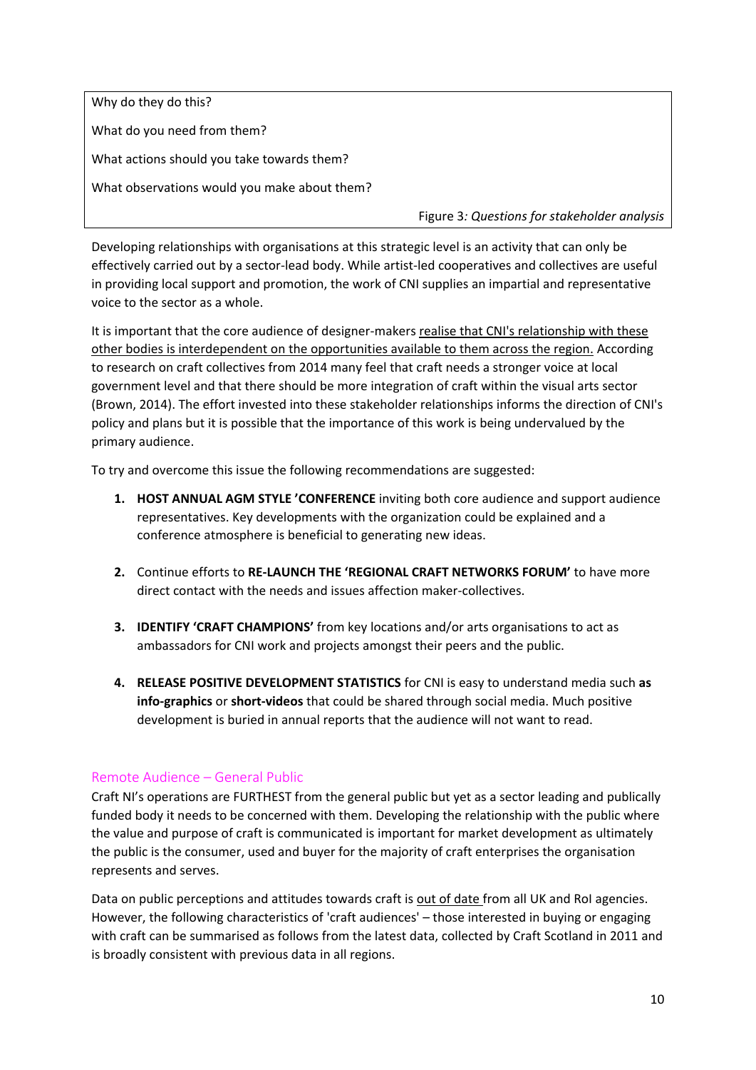Why do they do this?

What do you need from them?

What actions should you take towards them?

What observations would you make about them?

Figure 3*: Questions for stakeholder analysis*

Developing relationships with organisations at this strategic level is an activity that can only be effectively carried out by a sector-lead body. While artist-led cooperatives and collectives are useful in providing local support and promotion, the work of CNI supplies an impartial and representative voice to the sector as a whole.

It is important that the core audience of designer-makers <u>realise that CNI's relationship with these other bodies is interdependent on the opportunities available to them across the region.</u> According to research on craft collectives from 2014 many feel that craft needs a stronger voice at local government level and that there should be more integration of craft within the visual arts sector (Brown, 2014). The effort invested into these stakeholder relationships informs the direction of CNI's policy and plans but it is possible that the importance of this work is being undervalued by the primary audience.

To try and overcome this issue the following recommendations are suggested:

1. **HOST ANNUAL AGM STYLE 'CONFERENCE** inviting both core audience and support audience representatives. Key developments with the organization could be explained and a conference atmosphere is beneficial to generating new ideas.

2. Continue efforts to **RE-LAUNCH THE 'REGIONAL CRAFT NETWORKS FORUM'** to have more direct contact with the needs and issues affection maker-collectives.

3. **IDENTIFY 'CRAFT CHAMPIONS'** from key locations and/or arts organisations to act as ambassadors for CNI work and projects amongst their peers and the public.

4. **RELEASE POSITIVE DEVELOPMENT STATISTICS** for CNI is easy to understand media such **as info-graphics** or **short-videos** that could be shared through social media. Much positive development is buried in annual reports that the audience will not want to read.

## Remote Audience – General Public

Craft NI's operations are FURTHEST from the general public but yet as a sector leading and publically funded body it needs to be concerned with them. Developing the relationship with the public where the value and purpose of craft is communicated is important for market development as ultimately the public is the consumer, used and buyer for the majority of craft enterprises the organisation represents and serves.

Data on public perceptions and attitudes towards craft is <u>out of date</u> from all UK and RoI agencies. However, the following characteristics of 'craft audiences' – those interested in buying or engaging with craft can be summarised as follows from the latest data, collected by Craft Scotland in 2011 and is broadly consistent with previous data in all regions.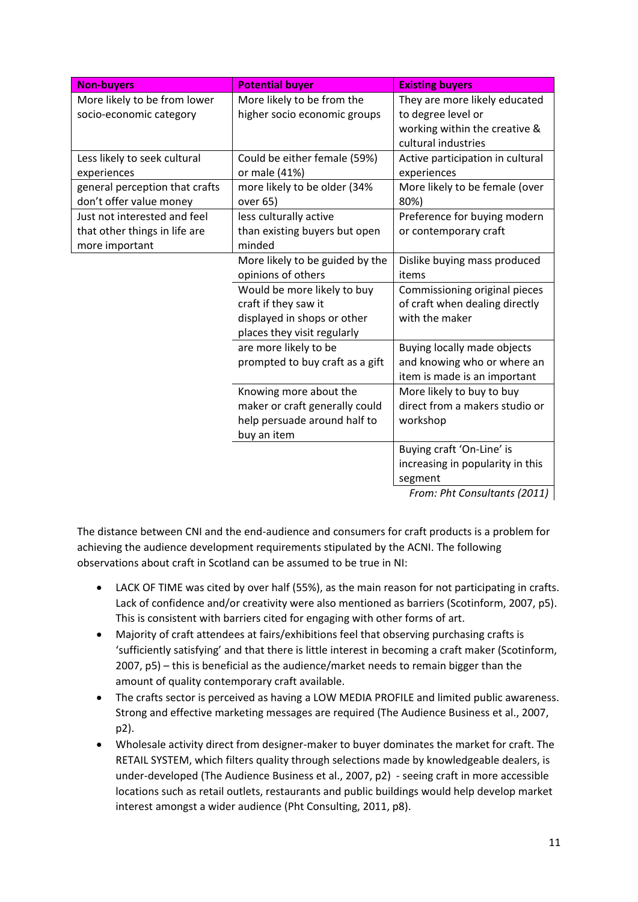| Non-buyers | Potential buyer | Existing buyers |
|---|---|---|
| More likely to be from lower socio-economic category | More likely to be from the higher socio economic groups | They are more likely educated to degree level or working within the creative & cultural industries |
| Less likely to seek cultural experiences | Could be either female (59%) or male (41%) | Active participation in cultural experiences |
| general perception that crafts don't offer value money | more likely to be older (34% over 65) | More likely to be female (over 80%) |
| Just not interested and feel that other things in life are more important | less culturally active than existing buyers but open minded | Preference for buying modern or contemporary craft |
| | More likely to be guided by the opinions of others | Dislike buying mass produced items |
| | Would be more likely to buy craft if they saw it displayed in shops or other places they visit regularly | Commissioning original pieces of craft when dealing directly with the maker |
| | are more likely to be prompted to buy craft as a gift | Buying locally made objects and knowing who or where an item is made is an important |
| | Knowing more about the maker or craft generally could help persuade around half to buy an item | More likely to buy to buy direct from a makers studio or workshop |
| | | Buying craft 'On-Line' is increasing in popularity in this segment |

*From: Pht Consultants (2011)*

The distance between CNI and the end-audience and consumers for craft products is a problem for achieving the audience development requirements stipulated by the ACNI. The following observations about craft in Scotland can be assumed to be true in NI:

- LACK OF TIME was cited by over half (55%), as the main reason for not participating in crafts. Lack of confidence and/or creativity were also mentioned as barriers (Scotinform, 2007, p5). This is consistent with barriers cited for engaging with other forms of art.
- Majority of craft attendees at fairs/exhibitions feel that observing purchasing crafts is 'sufficiently satisfying' and that there is little interest in becoming a craft maker (Scotinform, 2007, p5) – this is beneficial as the audience/market needs to remain bigger than the amount of quality contemporary craft available.
- The crafts sector is perceived as having a LOW MEDIA PROFILE and limited public awareness. Strong and effective marketing messages are required (The Audience Business et al., 2007, p2).
- Wholesale activity direct from designer-maker to buyer dominates the market for craft. The RETAIL SYSTEM, which filters quality through selections made by knowledgeable dealers, is under-developed (The Audience Business et al., 2007, p2) - seeing craft in more accessible locations such as retail outlets, restaurants and public buildings would help develop market interest amongst a wider audience (Pht Consulting, 2011, p8).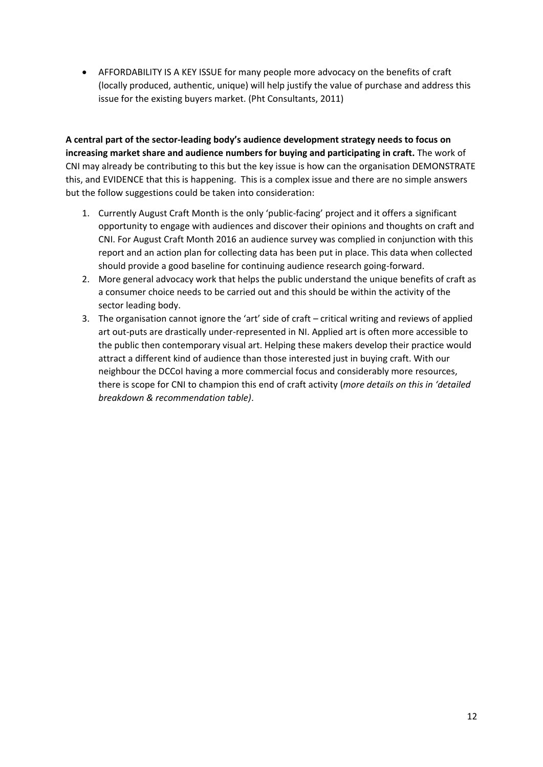- AFFORDABILITY IS A KEY ISSUE for many people more advocacy on the benefits of craft (locally produced, authentic, unique) will help justify the value of purchase and address this issue for the existing buyers market. (Pht Consultants, 2011)

**A central part of the sector-leading body's audience development strategy needs to focus on increasing market share and audience numbers for buying and participating in craft.** The work of CNI may already be contributing to this but the key issue is how can the organisation DEMONSTRATE this, and EVIDENCE that this is happening. This is a complex issue and there are no simple answers but the follow suggestions could be taken into consideration:

1. Currently August Craft Month is the only 'public-facing' project and it offers a significant opportunity to engage with audiences and discover their opinions and thoughts on craft and CNI. For August Craft Month 2016 an audience survey was complied in conjunction with this report and an action plan for collecting data has been put in place. This data when collected should provide a good baseline for continuing audience research going-forward.
2. More general advocacy work that helps the public understand the unique benefits of craft as a consumer choice needs to be carried out and this should be within the activity of the sector leading body.
3. The organisation cannot ignore the 'art' side of craft – critical writing and reviews of applied art out-puts are drastically under-represented in NI. Applied art is often more accessible to the public then contemporary visual art. Helping these makers develop their practice would attract a different kind of audience than those interested just in buying craft. With our neighbour the DCCoI having a more commercial focus and considerably more resources, there is scope for CNI to champion this end of craft activity (*more details on this in 'detailed breakdown & recommendation table)*.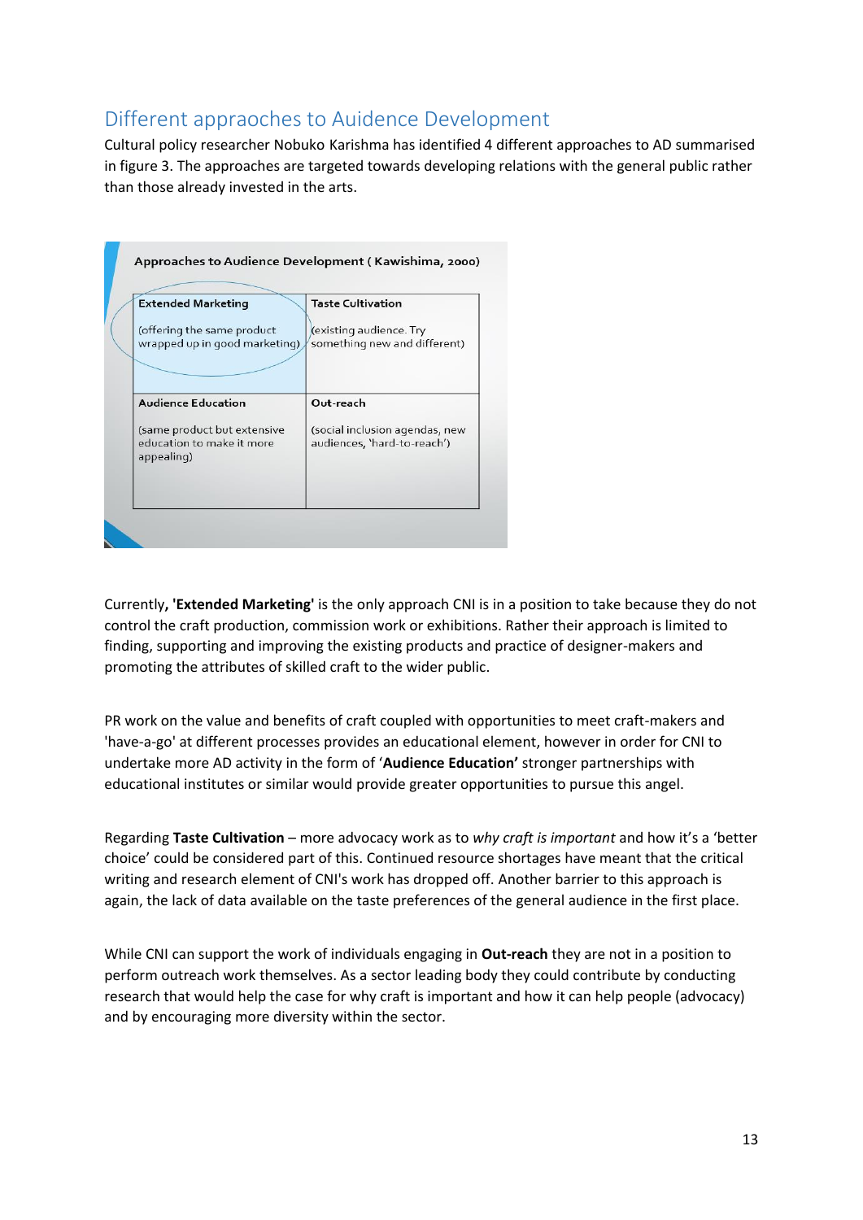## Different appraoches to Audience Development

Cultural policy researcher Nobuko Karishma has identified 4 different approaches to AD summarised in figure 3. The approaches are targeted towards developing relations with the general public rather than those already invested in the arts.

**Approaches to Audience Development ( Kawishima, 2000)**

| **Extended Marketing**<br><br>(offering the same product wrapped up in good marketing) | **Taste Cultivation**<br><br>(existing audience. Try something new and different) |
|---|---|
| **Audience Education**<br><br>(same product but extensive education to make it more appealing) | **Out-reach**<br><br>(social inclusion agendas, new audiences, 'hard-to-reach') |

Currently**, 'Extended Marketing'** is the only approach CNI is in a position to take because they do not control the craft production, commission work or exhibitions. Rather their approach is limited to finding, supporting and improving the existing products and practice of designer-makers and promoting the attributes of skilled craft to the wider public.

PR work on the value and benefits of craft coupled with opportunities to meet craft-makers and 'have-a-go' at different processes provides an educational element, however in order for CNI to undertake more AD activity in the form of '**Audience Education'** stronger partnerships with educational institutes or similar would provide greater opportunities to pursue this angel.

Regarding **Taste Cultivation** – more advocacy work as to *why craft is important* and how it's a 'better choice' could be considered part of this. Continued resource shortages have meant that the critical writing and research element of CNI's work has dropped off. Another barrier to this approach is again, the lack of data available on the taste preferences of the general audience in the first place.

While CNI can support the work of individuals engaging in **Out-reach** they are not in a position to perform outreach work themselves. As a sector leading body they could contribute by conducting research that would help the case for why craft is important and how it can help people (advocacy) and by encouraging more diversity within the sector.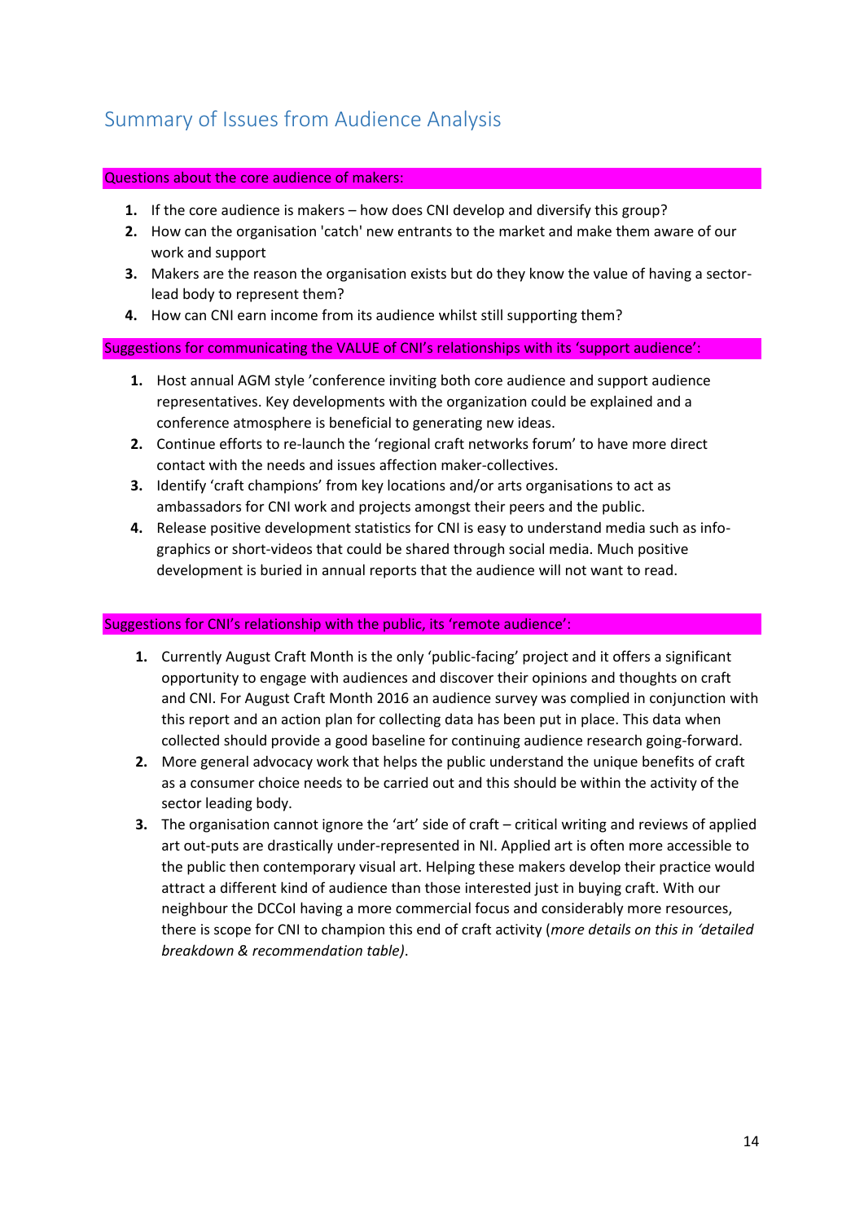## Summary of Issues from Audience Analysis

**Questions about the core audience of makers:**

1. If the core audience is makers – how does CNI develop and diversify this group?
2. How can the organisation 'catch' new entrants to the market and make them aware of our work and support
3. Makers are the reason the organisation exists but do they know the value of having a sector-lead body to represent them?
4. How can CNI earn income from its audience whilst still supporting them?

**Suggestions for communicating the VALUE of CNI's relationships with its 'support audience':**

1. Host annual AGM style 'conference inviting both core audience and support audience representatives. Key developments with the organization could be explained and a conference atmosphere is beneficial to generating new ideas.
2. Continue efforts to re-launch the 'regional craft networks forum' to have more direct contact with the needs and issues affection maker-collectives.
3. Identify 'craft champions' from key locations and/or arts organisations to act as ambassadors for CNI work and projects amongst their peers and the public.
4. Release positive development statistics for CNI is easy to understand media such as info-graphics or short-videos that could be shared through social media. Much positive development is buried in annual reports that the audience will not want to read.

**Suggestions for CNI's relationship with the public, its 'remote audience':**

1. Currently August Craft Month is the only 'public-facing' project and it offers a significant opportunity to engage with audiences and discover their opinions and thoughts on craft and CNI. For August Craft Month 2016 an audience survey was complied in conjunction with this report and an action plan for collecting data has been put in place. This data when collected should provide a good baseline for continuing audience research going-forward.
2. More general advocacy work that helps the public understand the unique benefits of craft as a consumer choice needs to be carried out and this should be within the activity of the sector leading body.
3. The organisation cannot ignore the 'art' side of craft – critical writing and reviews of applied art out-puts are drastically under-represented in NI. Applied art is often more accessible to the public then contemporary visual art. Helping these makers develop their practice would attract a different kind of audience than those interested just in buying craft. With our neighbour the DCCoI having a more commercial focus and considerably more resources, there is scope for CNI to champion this end of craft activity (*more details on this in 'detailed breakdown & recommendation table)*.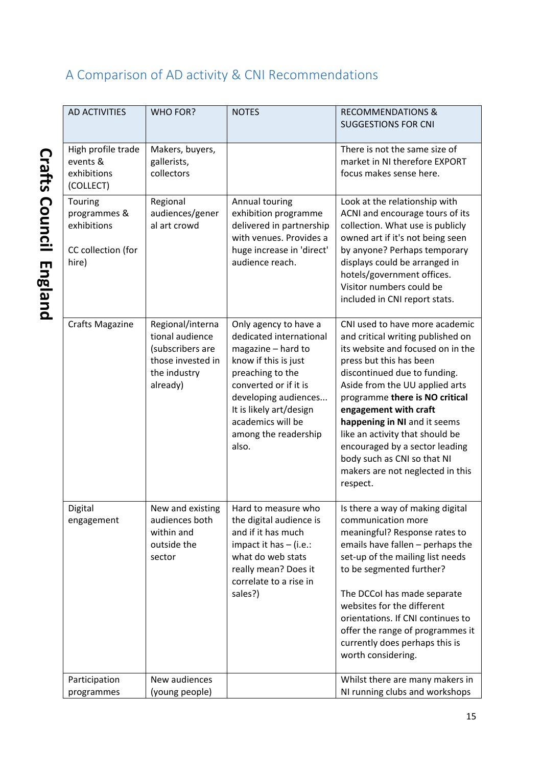## A Comparison of AD activity & CNI Recommendations

Crafts Council England

| AD ACTIVITIES | WHO FOR? | NOTES | RECOMMENDATIONS & SUGGESTIONS FOR CNI |
|---|---|---|---|
| High profile trade events & exhibitions (COLLECT) | Makers, buyers, gallerists, collectors | | There is not the same size of market in NI therefore EXPORT focus makes sense here. |
| Touring programmes & exhibitions<br><br>CC collection (for hire) | Regional audiences/general art crowd | Annual touring exhibition programme delivered in partnership with venues. Provides a huge increase in 'direct' audience reach. | Look at the relationship with ACNI and encourage tours of its collection. What use is publicly owned art if it's not being seen by anyone? Perhaps temporary displays could be arranged in hotels/government offices. Visitor numbers could be included in CNI report stats. |
| Crafts Magazine | Regional/international audience (subscribers are those invested in the industry already) | Only agency to have a dedicated international magazine – hard to know if this is just preaching to the converted or if it is developing audiences... It is likely art/design academics will be among the readership also. | CNI used to have more academic and critical writing published on its website and focused on in the press but this has been discontinued due to funding. Aside from the UU applied arts programme **there is NO critical engagement with craft happening in NI** and it seems like an activity that should be encouraged by a sector leading body such as CNI so that NI makers are not neglected in this respect. |
| Digital engagement | New and existing audiences both within and outside the sector | Hard to measure who the digital audience is and if it has much impact it has – (i.e.: what do web stats really mean? Does it correlate to a rise in sales?) | Is there a way of making digital communication more meaningful? Response rates to emails have fallen – perhaps the set-up of the mailing list needs to be segmented further?<br><br>The DCCoI has made separate websites for the different orientations. If CNI continues to offer the range of programmes it currently does perhaps this is worth considering. |
| Participation programmes | New audiences (young people) | | Whilst there are many makers in NI running clubs and workshops |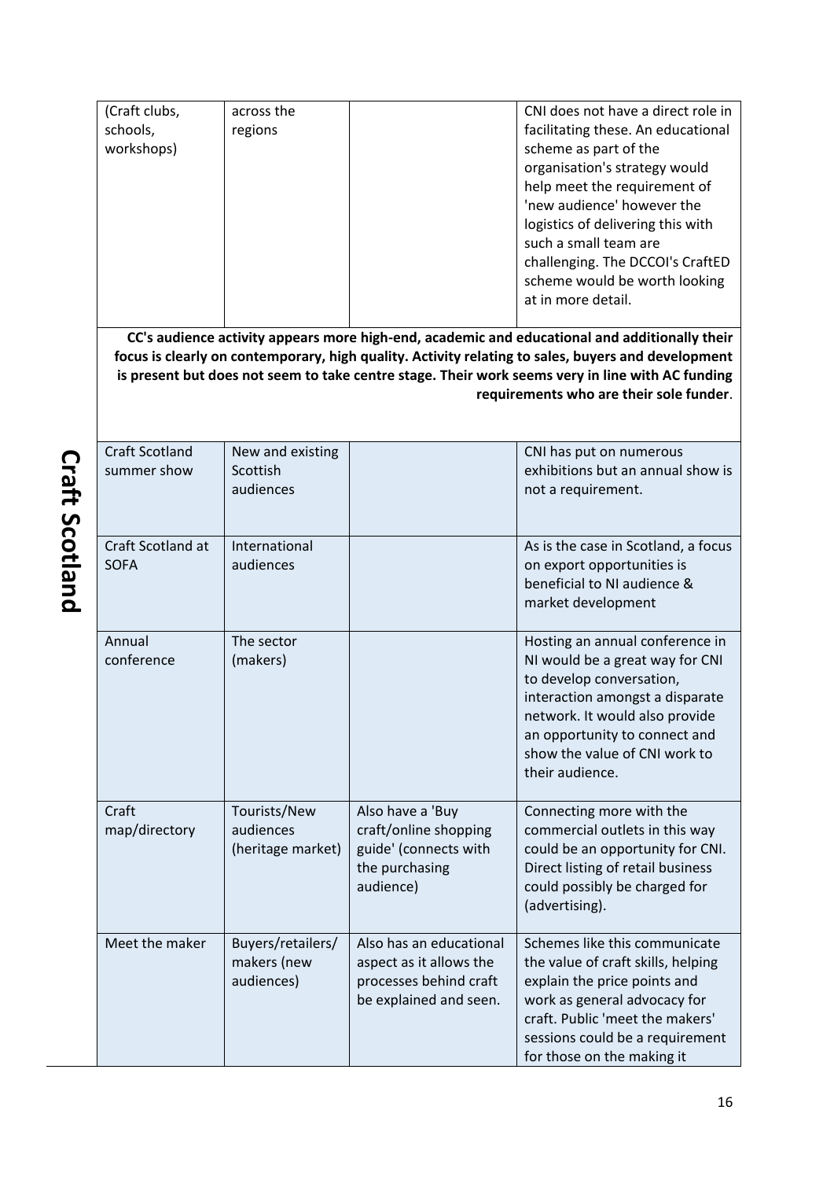| | | | |
|---|---|---|---|
| (Craft clubs, schools, workshops) | across the regions | | CNI does not have a direct role in facilitating these. An educational scheme as part of the organisation's strategy would help meet the requirement of 'new audience' however the logistics of delivering this with such a small team are challenging. The DCCOI's CraftED scheme would be worth looking at in more detail. |

**CC's audience activity appears more high-end, academic and educational and additionally their focus is clearly on contemporary, high quality. Activity relating to sales, buyers and development is present but does not seem to take centre stage. Their work seems very in line with AC funding requirements who are their sole funder**.

**Craft Scotland**

| | | | |
|---|---|---|---|
| Craft Scotland summer show | New and existing Scottish audiences | | CNI has put on numerous exhibitions but an annual show is not a requirement. |
| Craft Scotland at SOFA | International audiences | | As is the case in Scotland, a focus on export opportunities is beneficial to NI audience & market development |
| Annual conference | The sector (makers) | | Hosting an annual conference in NI would be a great way for CNI to develop conversation, interaction amongst a disparate network. It would also provide an opportunity to connect and show the value of CNI work to their audience. |
| Craft map/directory | Tourists/New audiences (heritage market) | Also have a 'Buy craft/online shopping guide' (connects with the purchasing audience) | Connecting more with the commercial outlets in this way could be an opportunity for CNI. Direct listing of retail business could possibly be charged for (advertising). |
| Meet the maker | Buyers/retailers/ makers (new audiences) | Also has an educational aspect as it allows the processes behind craft be explained and seen. | Schemes like this communicate the value of craft skills, helping explain the price points and work as general advocacy for craft. Public 'meet the makers' sessions could be a requirement for those on the making it |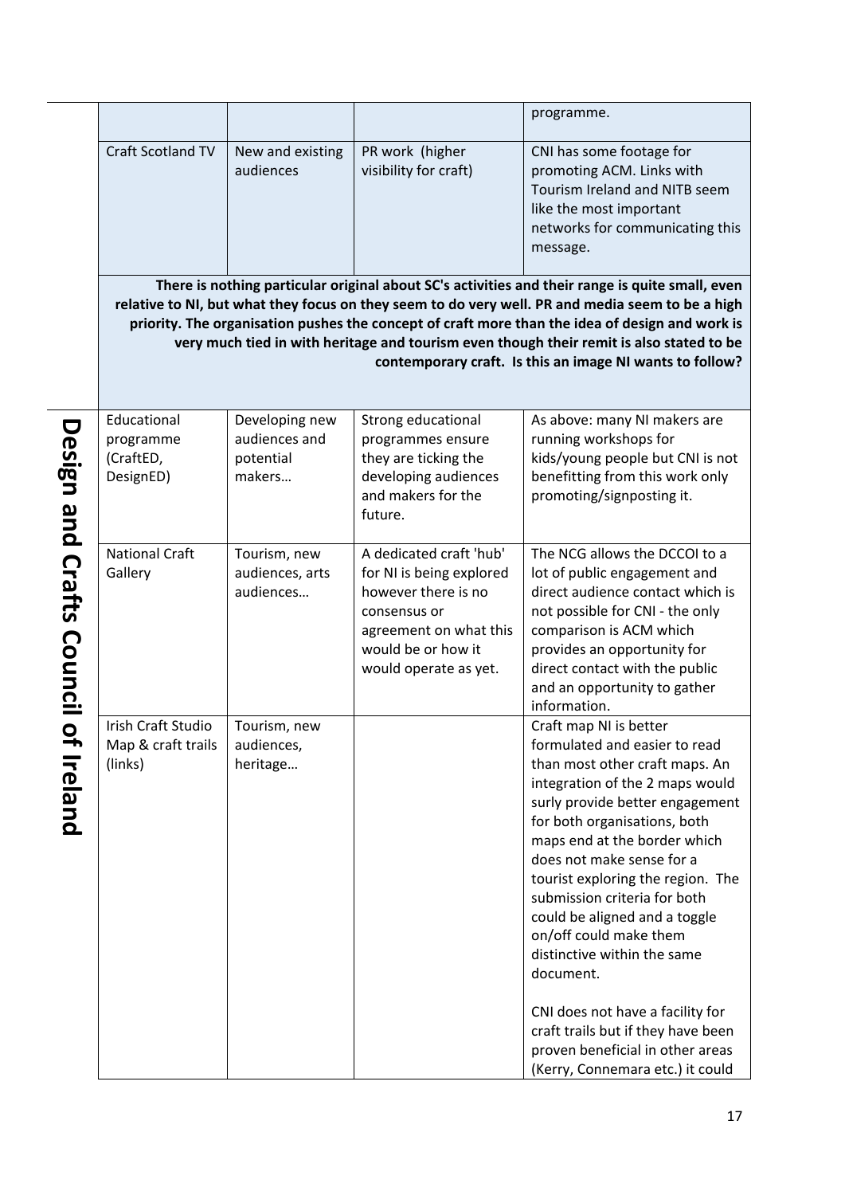| | | | programme. |
|---|---|---|---|
| Craft Scotland TV | New and existing audiences | PR work (higher visibility for craft) | CNI has some footage for promoting ACM. Links with Tourism Ireland and NITB seem like the most important networks for communicating this message. |
| **There is nothing particular original about SC's activities and their range is quite small, even relative to NI, but what they focus on they seem to do very well. PR and media seem to be a high priority. The organisation pushes the concept of craft more than the idea of design and work is very much tied in with heritage and tourism even though their remit is also stated to be contemporary craft. Is this an image NI wants to follow?** | | | |

**Design and Crafts Council of Ireland**

| | | | |
|---|---|---|---|
| Educational programme (CraftED, DesignED) | Developing new audiences and potential makers… | Strong educational programmes ensure they are ticking the developing audiences and makers for the future. | As above: many NI makers are running workshops for kids/young people but CNI is not benefitting from this work only promoting/signposting it. |
| National Craft Gallery | Tourism, new audiences, arts audiences… | A dedicated craft 'hub' for NI is being explored however there is no consensus or agreement on what this would be or how it would operate as yet. | The NCG allows the DCCOI to a lot of public engagement and direct audience contact which is not possible for CNI - the only comparison is ACM which provides an opportunity for direct contact with the public and an opportunity to gather information. |
| Irish Craft Studio Map & craft trails (links) | Tourism, new audiences, heritage… | | Craft map NI is better formulated and easier to read than most other craft maps. An integration of the 2 maps would surly provide better engagement for both organisations, both maps end at the border which does not make sense for a tourist exploring the region. The submission criteria for both could be aligned and a toggle on/off could make them distinctive within the same document.<br><br>CNI does not have a facility for craft trails but if they have been proven beneficial in other areas (Kerry, Connemara etc.) it could |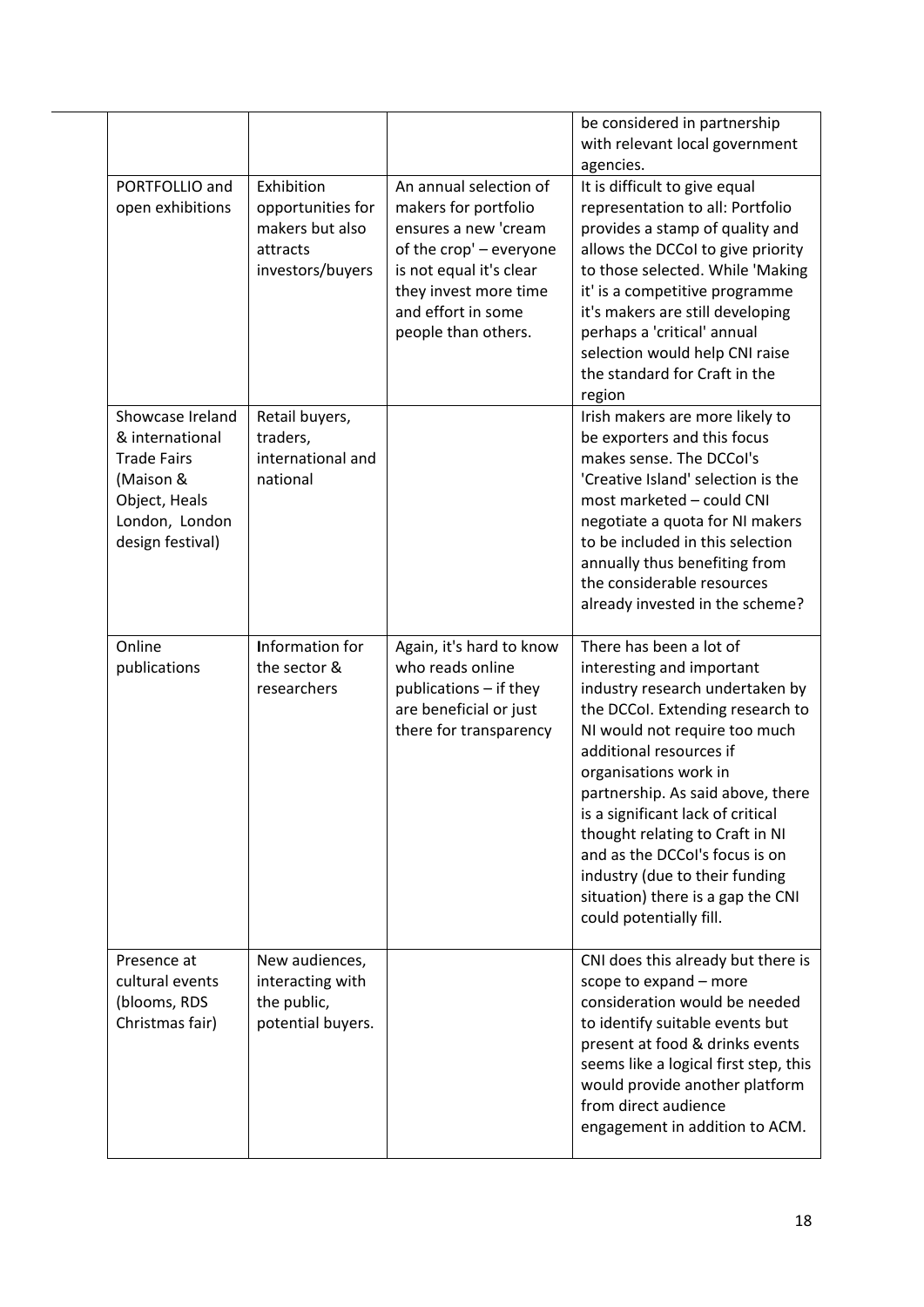| | | | |
|---|---|---|---|
| | | | be considered in partnership with relevant local government agencies. |
| PORTFOLLIO and open exhibitions | Exhibition opportunities for makers but also attracts investors/buyers | An annual selection of makers for portfolio ensures a new 'cream of the crop' – everyone is not equal it's clear they invest more time and effort in some people than others. | It is difficult to give equal representation to all: Portfolio provides a stamp of quality and allows the DCCoI to give priority to those selected. While 'Making it' is a competitive programme it's makers are still developing perhaps a 'critical' annual selection would help CNI raise the standard for Craft in the region |
| Showcase Ireland & international Trade Fairs (Maison & Object, Heals London, London design festival) | Retail buyers, traders, international and national | | Irish makers are more likely to be exporters and this focus makes sense. The DCCoI's 'Creative Island' selection is the most marketed – could CNI negotiate a quota for NI makers to be included in this selection annually thus benefiting from the considerable resources already invested in the scheme? |
| Online publications | Information for the sector & researchers | Again, it's hard to know who reads online publications – if they are beneficial or just there for transparency | There has been a lot of interesting and important industry research undertaken by the DCCoI. Extending research to NI would not require too much additional resources if organisations work in partnership. As said above, there is a significant lack of critical thought relating to Craft in NI and as the DCCoI's focus is on industry (due to their funding situation) there is a gap the CNI could potentially fill. |
| Presence at cultural events (blooms, RDS Christmas fair) | New audiences, interacting with the public, potential buyers. | | CNI does this already but there is scope to expand – more consideration would be needed to identify suitable events but present at food & drinks events seems like a logical first step, this would provide another platform from direct audience engagement in addition to ACM. |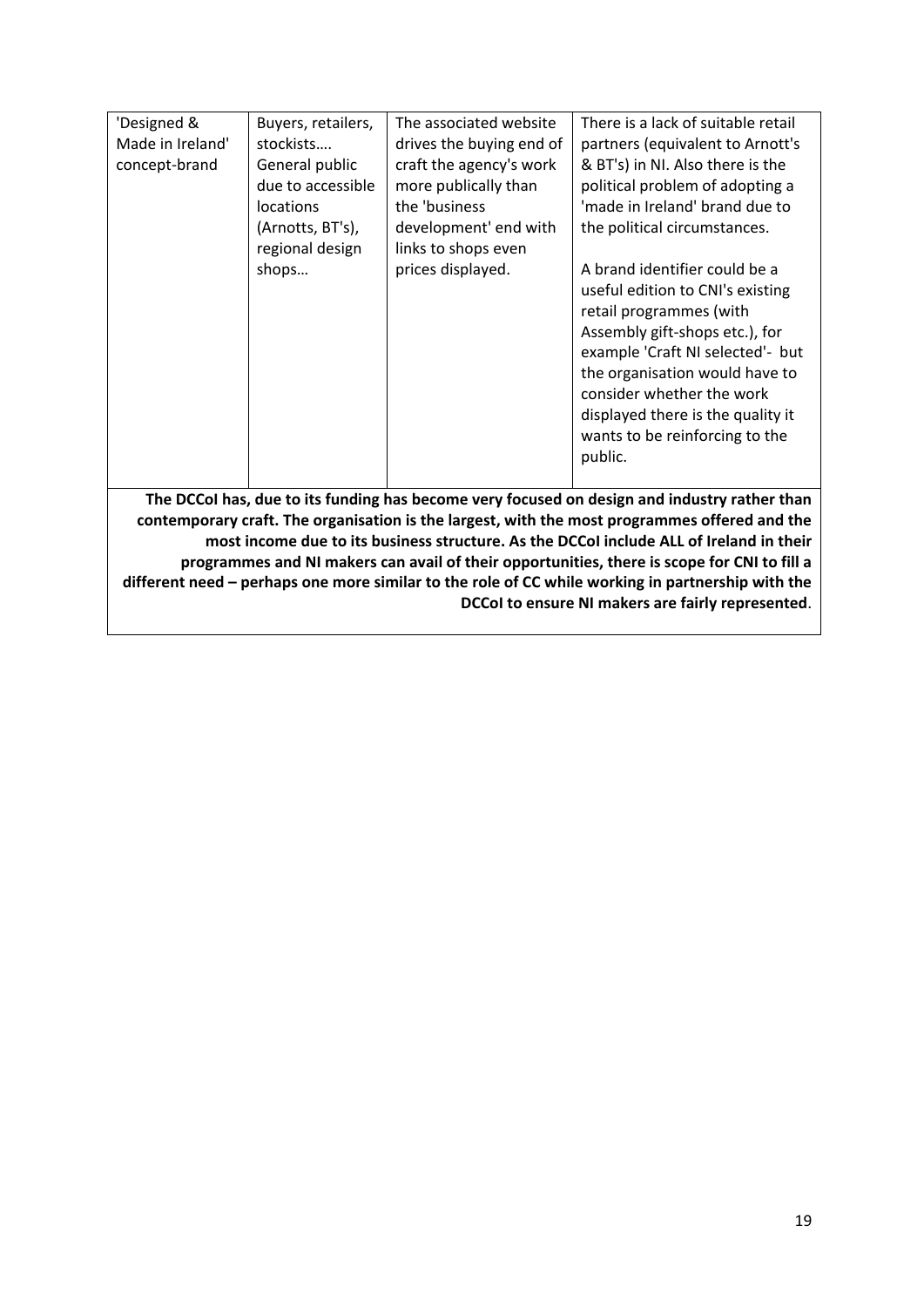| 'Designed & Made in Ireland' concept-brand | Buyers, retailers, stockists…. General public due to accessible locations (Arnotts, BT's), regional design shops… | The associated website drives the buying end of craft the agency's work more publically than the 'business development' end with links to shops even prices displayed. | There is a lack of suitable retail partners (equivalent to Arnott's & BT's) in NI. Also there is the political problem of adopting a 'made in Ireland' brand due to the political circumstances.<br><br>A brand identifier could be a useful edition to CNI's existing retail programmes (with Assembly gift-shops etc.), for example 'Craft NI selected'- but the organisation would have to consider whether the work displayed there is the quality it wants to be reinforcing to the public. |
|---|---|---|---|
| **The DCCoI has, due to its funding has become very focused on design and industry rather than contemporary craft. The organisation is the largest, with the most programmes offered and the most income due to its business structure. As the DCCoI include ALL of Ireland in their programmes and NI makers can avail of their opportunities, there is scope for CNI to fill a different need – perhaps one more similar to the role of CC while working in partnership with the DCCoI to ensure NI makers are fairly represented**. | | | |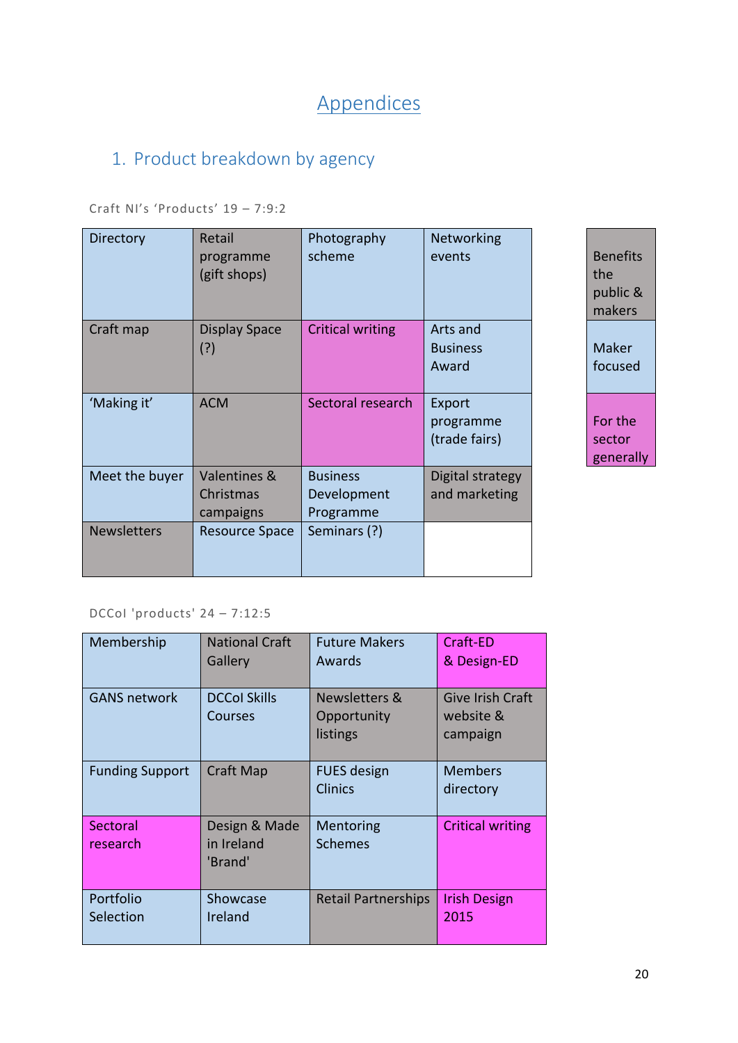# Appendices

## 1. Product breakdown by agency

Craft NI's 'Products' 19 – 7:9:2

| Directory | Retail programme (gift shops) | Photography scheme | Networking events |
|---|---|---|---|
| Craft map | Display Space (?) | Critical writing | Arts and Business Award |
| 'Making it' | ACM | Sectoral research | Export programme (trade fairs) |
| Meet the buyer | Valentines & Christmas campaigns | Business Development Programme | Digital strategy and marketing |
| Newsletters | Resource Space | Seminars (?) | |

| Key |
|---|
| Benefits the public & makers |
| Maker focused |
| For the sector generally |

DCCoI 'products' 24 – 7:12:5

| Membership | National Craft Gallery | Future Makers Awards | Craft-ED & Design-ED |
|---|---|---|---|
| GANS network | DCCoI Skills Courses | Newsletters & Opportunity listings | Give Irish Craft website & campaign |
| Funding Support | Craft Map | FUES design Clinics | Members directory |
| Sectoral research | Design & Made in Ireland 'Brand' | Mentoring Schemes | Critical writing |
| Portfolio Selection | Showcase Ireland | Retail Partnerships | Irish Design 2015 |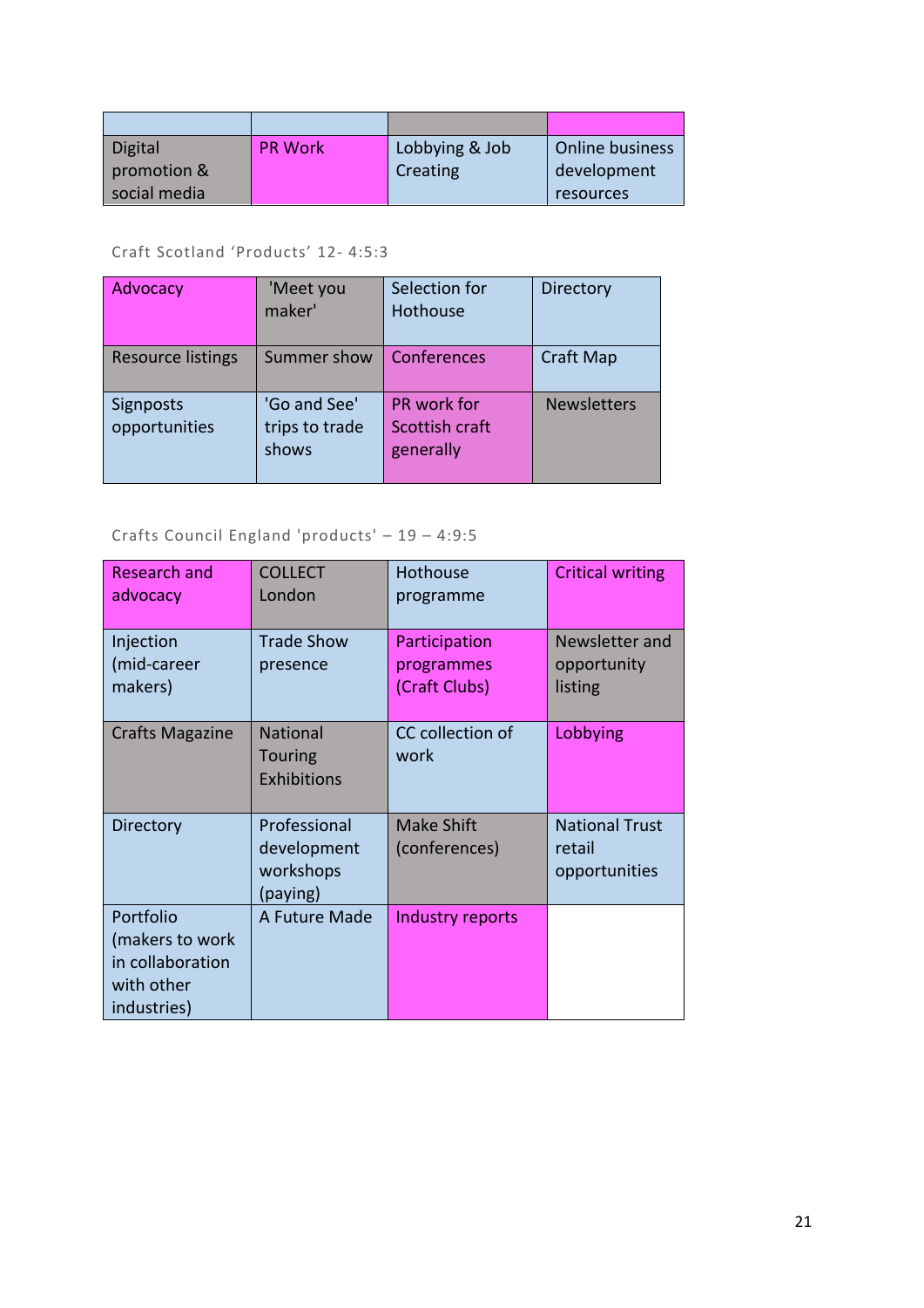| | | | |
|---|---|---|---|
| Digital promotion & social media | PR Work | Lobbying & Job Creating | Online business development resources |

Craft Scotland 'Products' 12- 4:5:3

| | | | |
|---|---|---|---|
| Advocacy | 'Meet you maker' | Selection for Hothouse | Directory |
| Resource listings | Summer show | Conferences | Craft Map |
| Signposts opportunities | 'Go and See' trips to trade shows | PR work for Scottish craft generally | Newsletters |

Crafts Council England 'products' – 19 – 4:9:5

| | | | |
|---|---|---|---|
| Research and advocacy | COLLECT London | Hothouse programme | Critical writing |
| Injection (mid-career makers) | Trade Show presence | Participation programmes (Craft Clubs) | Newsletter and opportunity listing |
| Crafts Magazine | National Touring Exhibitions | CC collection of work | Lobbying |
| Directory | Professional development workshops (paying) | Make Shift (conferences) | National Trust retail opportunities |
| Portfolio (makers to work in collaboration with other industries) | A Future Made | Industry reports | |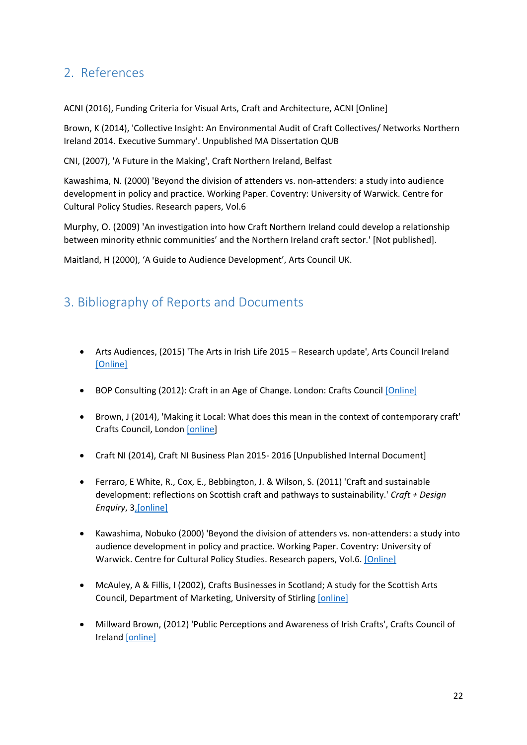## 2. References

ACNI (2016), Funding Criteria for Visual Arts, Craft and Architecture, ACNI [Online]

Brown, K (2014), 'Collective Insight: An Environmental Audit of Craft Collectives/ Networks Northern Ireland 2014. Executive Summary'. Unpublished MA Dissertation QUB

CNI, (2007), 'A Future in the Making', Craft Northern Ireland, Belfast

Kawashima, N. (2000) 'Beyond the division of attenders vs. non-attenders: a study into audience development in policy and practice. Working Paper. Coventry: University of Warwick. Centre for Cultural Policy Studies. Research papers, Vol.6

Murphy, O. (2009) 'An investigation into how Craft Northern Ireland could develop a relationship between minority ethnic communities' and the Northern Ireland craft sector.' [Not published].

Maitland, H (2000), 'A Guide to Audience Development', Arts Council UK.

## 3. Bibliography of Reports and Documents

- Arts Audiences, (2015) 'The Arts in Irish Life 2015 – Research update', Arts Council Ireland [Online]
- BOP Consulting (2012): Craft in an Age of Change. London: Crafts Council [Online]
- Brown, J (2014), 'Making it Local: What does this mean in the context of contemporary craft' Crafts Council, London [online]
- Craft NI (2014), Craft NI Business Plan 2015- 2016 [Unpublished Internal Document]
- Ferraro, E White, R., Cox, E., Bebbington, J. & Wilson, S. (2011) 'Craft and sustainable development: reflections on Scottish craft and pathways to sustainability.' *Craft + Design Enquiry*, 3, [online]
- Kawashima, Nobuko (2000) 'Beyond the division of attenders vs. non-attenders: a study into audience development in policy and practice. Working Paper. Coventry: University of Warwick. Centre for Cultural Policy Studies. Research papers, Vol.6. [Online]
- McAuley, A & Fillis, I (2002), Crafts Businesses in Scotland; A study for the Scottish Arts Council, Department of Marketing, University of Stirling [online]
- Millward Brown, (2012) 'Public Perceptions and Awareness of Irish Crafts', Crafts Council of Ireland [online]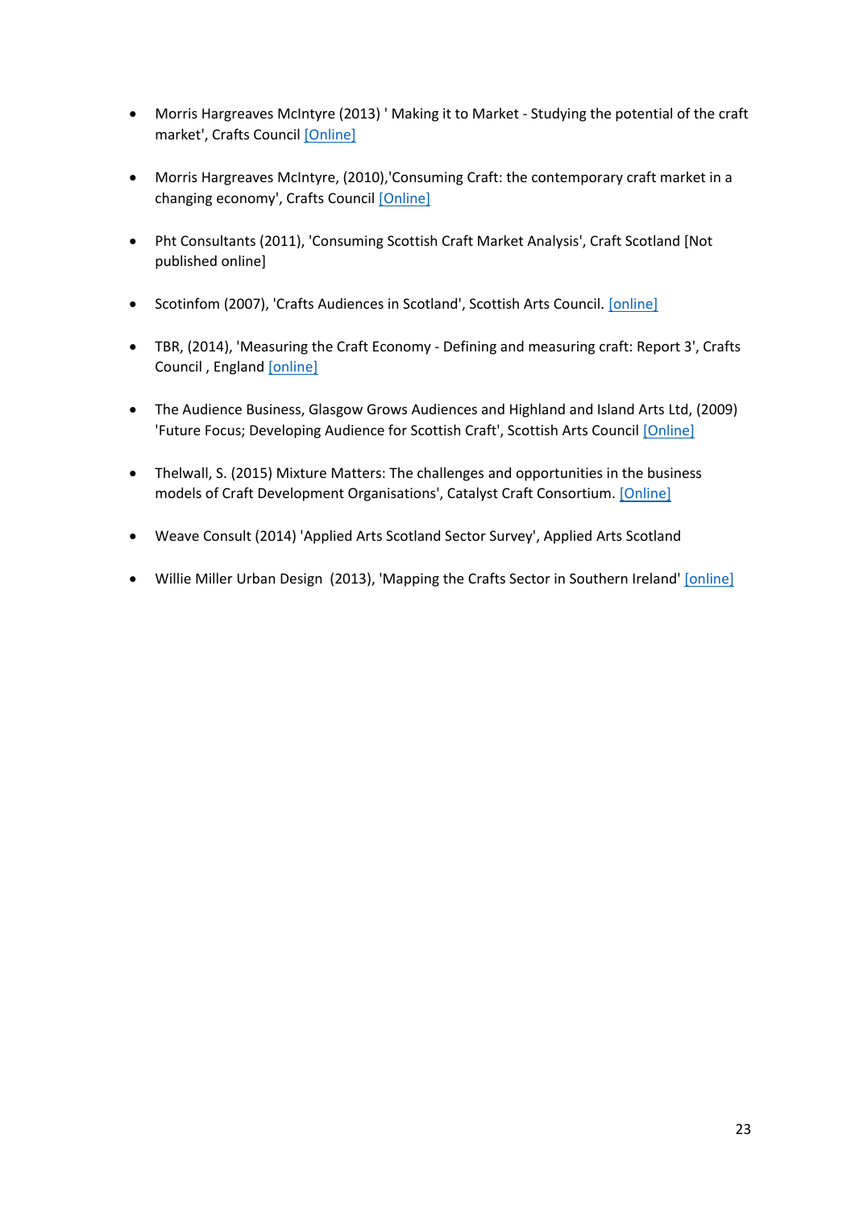- Morris Hargreaves McIntyre (2013) ' Making it to Market - Studying the potential of the craft market', Crafts Council [Online]

- Morris Hargreaves McIntyre, (2010),'Consuming Craft: the contemporary craft market in a changing economy', Crafts Council [Online]

- Pht Consultants (2011), 'Consuming Scottish Craft Market Analysis', Craft Scotland [Not published online]

- Scotinfom (2007), 'Crafts Audiences in Scotland', Scottish Arts Council. [online]

- TBR, (2014), 'Measuring the Craft Economy - Defining and measuring craft: Report 3', Crafts Council , England [online]

- The Audience Business, Glasgow Grows Audiences and Highland and Island Arts Ltd, (2009) 'Future Focus; Developing Audience for Scottish Craft', Scottish Arts Council [Online]

- Thelwall, S. (2015) Mixture Matters: The challenges and opportunities in the business models of Craft Development Organisations', Catalyst Craft Consortium. [Online]

- Weave Consult (2014) 'Applied Arts Scotland Sector Survey', Applied Arts Scotland

- Willie Miller Urban Design (2013), 'Mapping the Crafts Sector in Southern Ireland' [online]